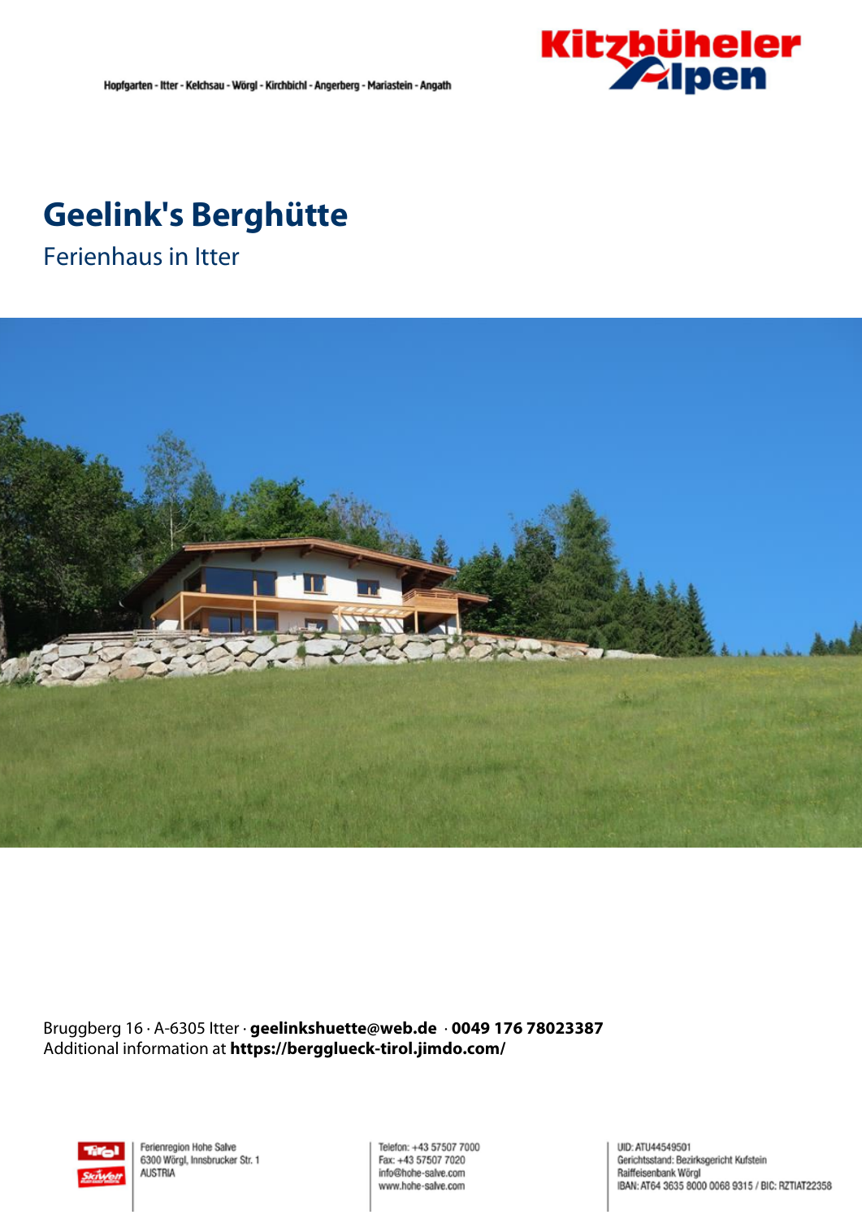Hopfgarten - Itter - Kelchsau - Wörgl - Kirchbichl - Angerberg - Mariastein - Angath

# Geelink's Berghütte

## Ferienhaus in Itter

Bruggberg 16 · A-6305 Itter · **geelinkshuette@web.de** · **0049 176 78023387**
Additional information at **https://bergglueck-tirol.jimdo.com/**

Ferienregion Hohe Salve
6300 Wörgl, Innsbrucker Str. 1
AUSTRIA

Telefon: +43 57507 7000
Fax: +43 57507 7020
info@hohe-salve.com
www.hohe-salve.com

UID: ATU44549501
Gerichtsstand: Bezirksgericht Kufstein
Raiffeisenbank Wörgl
IBAN: AT64 3635 8000 0068 9315 / BIC: RZTIAT22358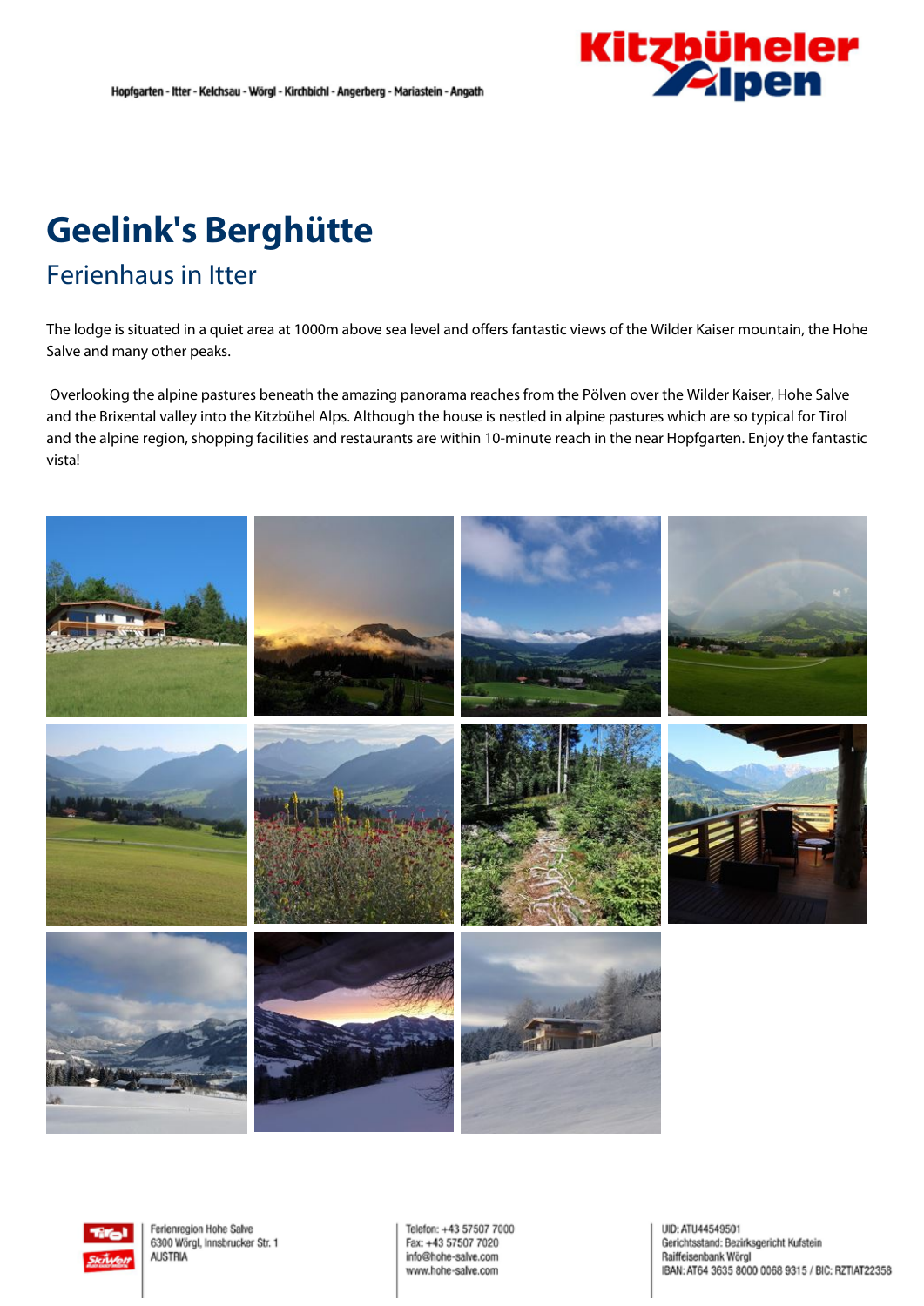# Geelink's Berghütte

## Ferienhaus in Itter

The lodge is situated in a quiet area at 1000m above sea level and offers fantastic views of the Wilder Kaiser mountain, the Hohe Salve and many other peaks.

Overlooking the alpine pastures beneath the amazing panorama reaches from the Pölven over the Wilder Kaiser, Hohe Salve and the Brixental valley into the Kitzbühel Alps. Although the house is nestled in alpine pastures which are so typical for Tirol and the alpine region, shopping facilities and restaurants are within 10-minute reach in the near Hopfgarten. Enjoy the fantastic vista!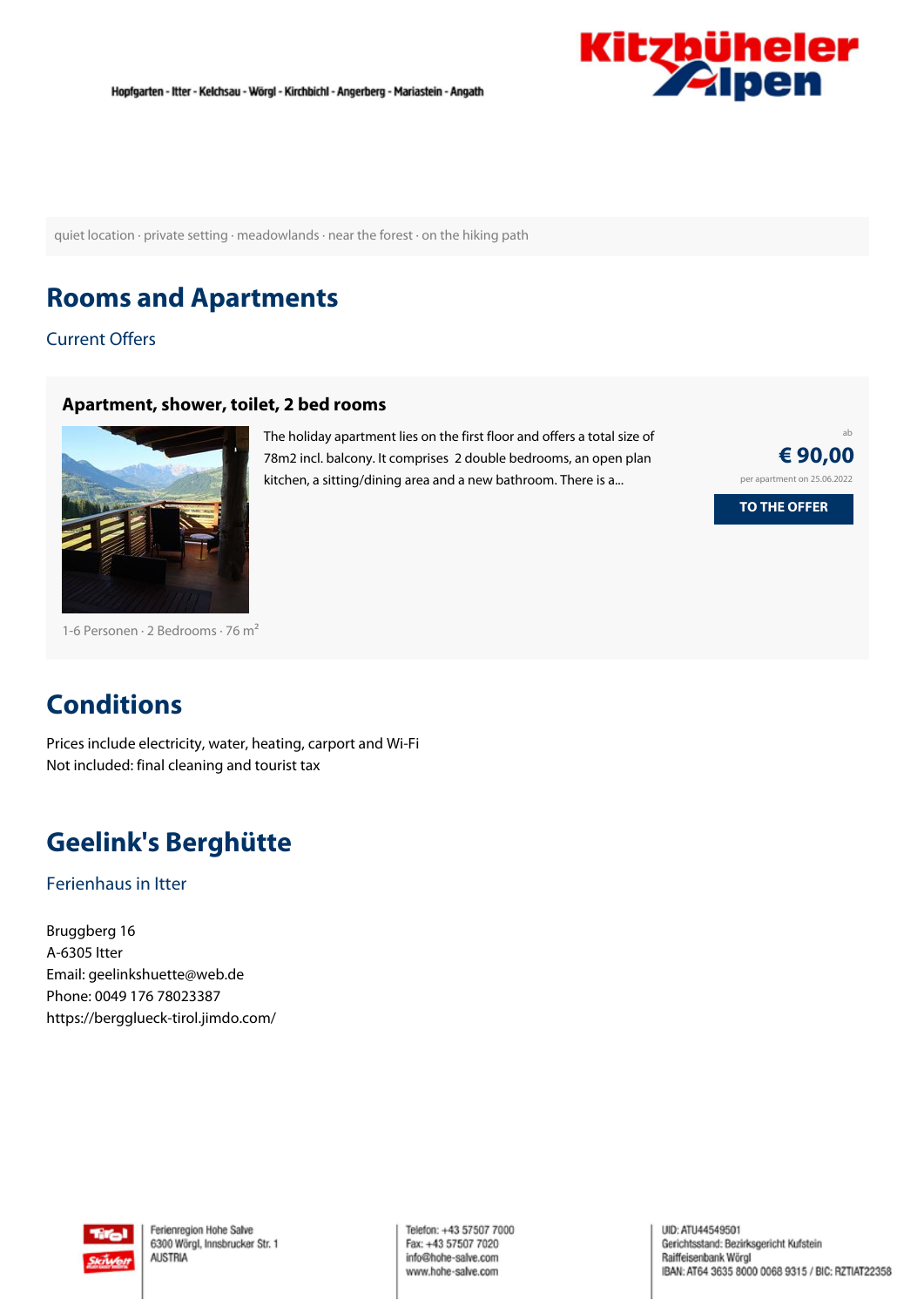quiet location · private setting · meadowlands · near the forest · on the hiking path

## Rooms and Apartments

### Current Offers

**Apartment, shower, toilet, 2 bed rooms**

The holiday apartment lies on the first floor and offers a total size of 78m2 incl. balcony. It comprises 2 double bedrooms, an open plan kitchen, a sitting/dining area and a new bathroom. There is a...

ab
**€ 90,00**
per apartment on 25.06.2022

TO THE OFFER

1-6 Personen · 2 Bedrooms · 76 m²

## Conditions

Prices include electricity, water, heating, carport and Wi-Fi
Not included: final cleaning and tourist tax

## Geelink's Berghütte

### Ferienhaus in Itter

Bruggberg 16
A-6305 Itter
Email: geelinkshuette@web.de
Phone: 0049 176 78023387
https://bergglueck-tirol.jimdo.com/